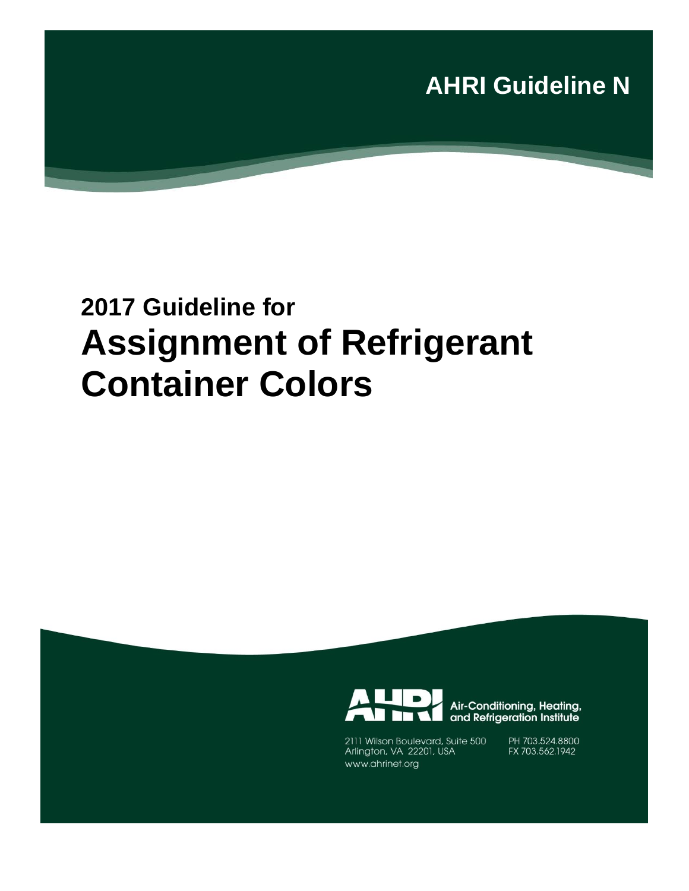AHRI Guideline N

# 2017 Guideline for
# Assignment of Refrigerant Container Colors

Air-Conditioning, Heating, and Refrigeration Institute

2111 Wilson Boulevard, Suite 500
Arlington, VA 22201, USA
www.ahrinet.org

PH 703.524.8800
FX 703.562.1942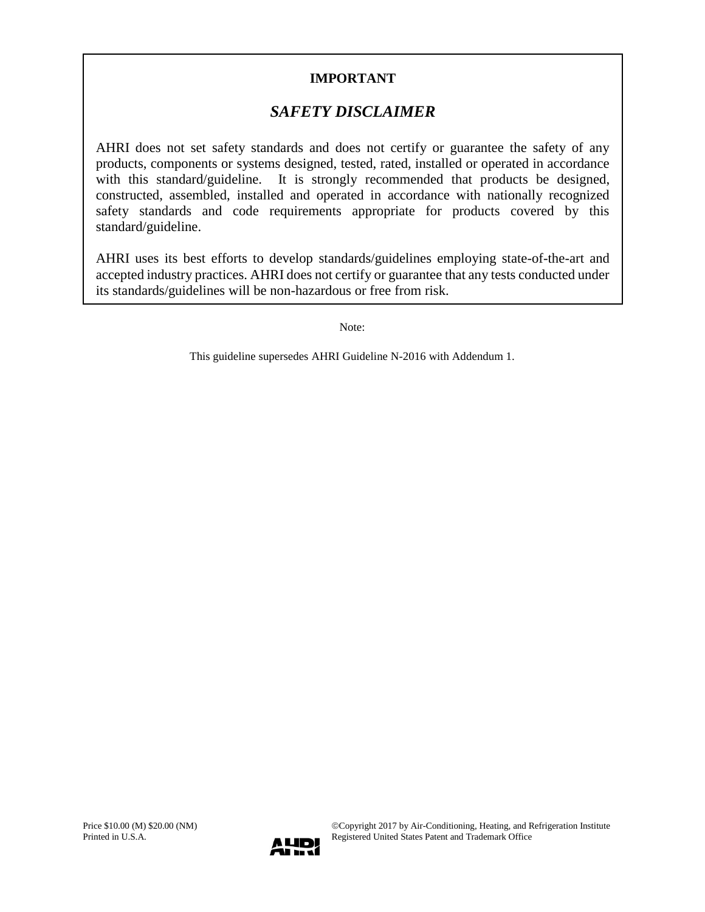**IMPORTANT**

## *SAFETY DISCLAIMER*

AHRI does not set safety standards and does not certify or guarantee the safety of any products, components or systems designed, tested, rated, installed or operated in accordance with this standard/guideline. It is strongly recommended that products be designed, constructed, assembled, installed and operated in accordance with nationally recognized safety standards and code requirements appropriate for products covered by this standard/guideline.

AHRI uses its best efforts to develop standards/guidelines employing state-of-the-art and accepted industry practices. AHRI does not certify or guarantee that any tests conducted under its standards/guidelines will be non-hazardous or free from risk.

Note:

This guideline supersedes AHRI Guideline N-2016 with Addendum 1.

Price $10.00 (M) $20.00 (NM)
Printed in U.S.A.

©Copyright 2017 by Air-Conditioning, Heating, and Refrigeration Institute
Registered United States Patent and Trademark Office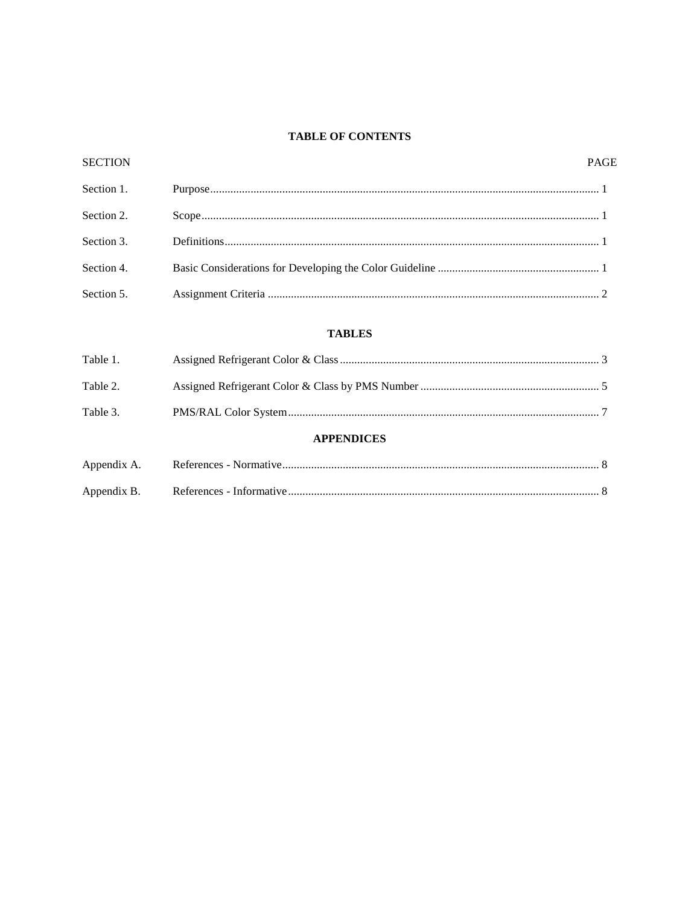## TABLE OF CONTENTS

| SECTION | | PAGE |
|---|---|---|
| Section 1. | Purpose | 1 |
| Section 2. | Scope | 1 |
| Section 3. | Definitions | 1 |
| Section 4. | Basic Considerations for Developing the Color Guideline | 1 |
| Section 5. | Assignment Criteria | 2 |

## TABLES

| | | |
|---|---|---|
| Table 1. | Assigned Refrigerant Color & Class | 3 |
| Table 2. | Assigned Refrigerant Color & Class by PMS Number | 5 |
| Table 3. | PMS/RAL Color System | 7 |

## APPENDICES

| | | |
|---|---|---|
| Appendix A. | References - Normative | 8 |
| Appendix B. | References - Informative | 8 |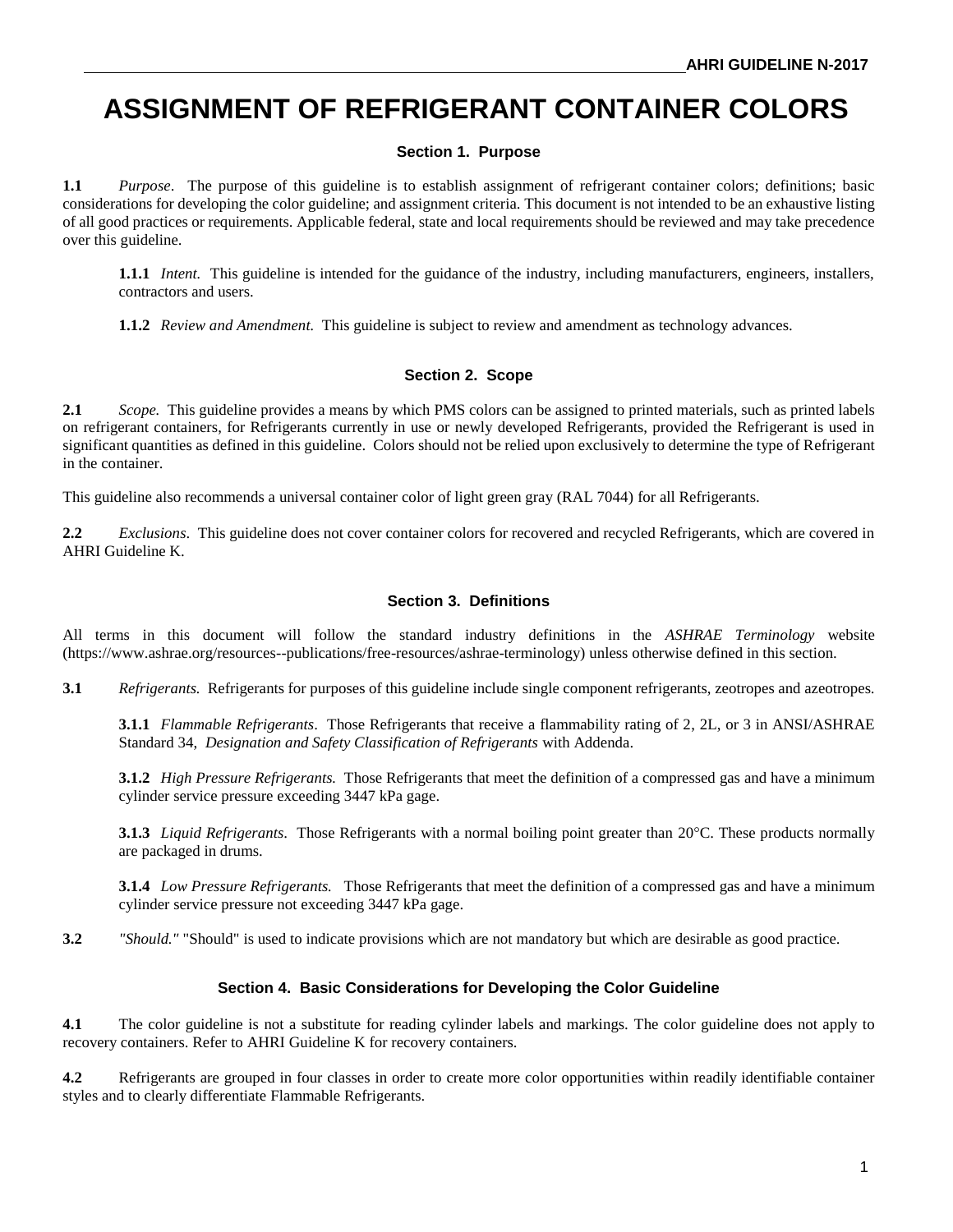# ASSIGNMENT OF REFRIGERANT CONTAINER COLORS

## Section 1. Purpose

**1.1** *Purpose*. The purpose of this guideline is to establish assignment of refrigerant container colors; definitions; basic considerations for developing the color guideline; and assignment criteria. This document is not intended to be an exhaustive listing of all good practices or requirements. Applicable federal, state and local requirements should be reviewed and may take precedence over this guideline.

**1.1.1** *Intent.* This guideline is intended for the guidance of the industry, including manufacturers, engineers, installers, contractors and users.

**1.1.2** *Review and Amendment.* This guideline is subject to review and amendment as technology advances.

## Section 2. Scope

**2.1** *Scope.* This guideline provides a means by which PMS colors can be assigned to printed materials, such as printed labels on refrigerant containers, for Refrigerants currently in use or newly developed Refrigerants, provided the Refrigerant is used in significant quantities as defined in this guideline. Colors should not be relied upon exclusively to determine the type of Refrigerant in the container.

This guideline also recommends a universal container color of light green gray (RAL 7044) for all Refrigerants.

**2.2** *Exclusions*. This guideline does not cover container colors for recovered and recycled Refrigerants, which are covered in AHRI Guideline K.

## Section 3. Definitions

All terms in this document will follow the standard industry definitions in the *ASHRAE Terminology* website (https://www.ashrae.org/resources--publications/free-resources/ashrae-terminology) unless otherwise defined in this section.

**3.1** *Refrigerants.* Refrigerants for purposes of this guideline include single component refrigerants, zeotropes and azeotropes.

**3.1.1** *Flammable Refrigerants*. Those Refrigerants that receive a flammability rating of 2, 2L, or 3 in ANSI/ASHRAE Standard 34, *Designation and Safety Classification of Refrigerants* with Addenda.

**3.1.2** *High Pressure Refrigerants.* Those Refrigerants that meet the definition of a compressed gas and have a minimum cylinder service pressure exceeding 3447 kPa gage.

**3.1.3** *Liquid Refrigerants*. Those Refrigerants with a normal boiling point greater than 20°C. These products normally are packaged in drums.

**3.1.4** *Low Pressure Refrigerants.* Those Refrigerants that meet the definition of a compressed gas and have a minimum cylinder service pressure not exceeding 3447 kPa gage.

**3.2** *"Should."* "Should" is used to indicate provisions which are not mandatory but which are desirable as good practice.

## Section 4. Basic Considerations for Developing the Color Guideline

**4.1** The color guideline is not a substitute for reading cylinder labels and markings. The color guideline does not apply to recovery containers. Refer to AHRI Guideline K for recovery containers.

**4.2** Refrigerants are grouped in four classes in order to create more color opportunities within readily identifiable container styles and to clearly differentiate Flammable Refrigerants.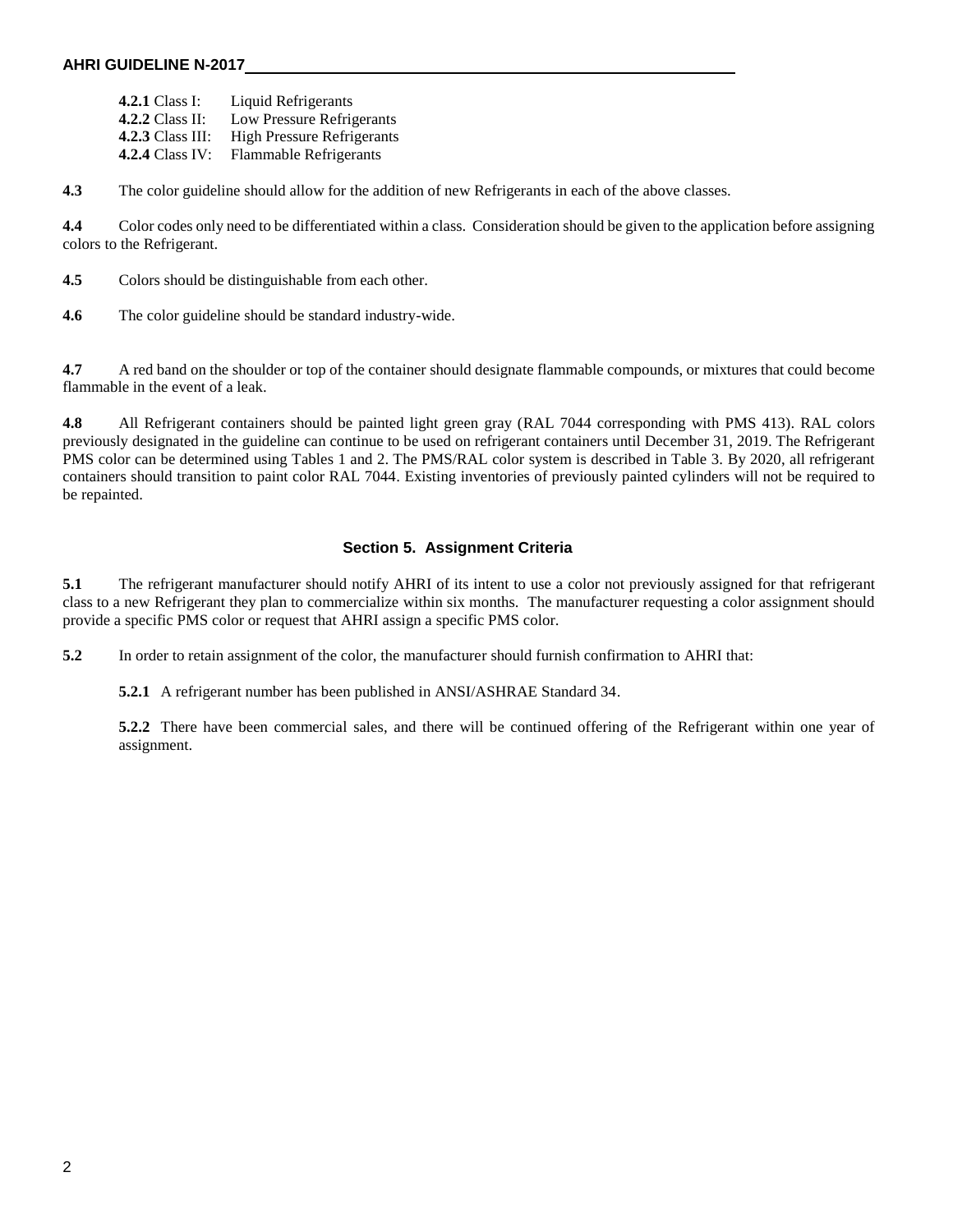**4.2.1** Class I: Liquid Refrigerants
**4.2.2** Class II: Low Pressure Refrigerants
**4.2.3** Class III: High Pressure Refrigerants
**4.2.4** Class IV: Flammable Refrigerants

**4.3** The color guideline should allow for the addition of new Refrigerants in each of the above classes.

**4.4** Color codes only need to be differentiated within a class. Consideration should be given to the application before assigning colors to the Refrigerant.

**4.5** Colors should be distinguishable from each other.

**4.6** The color guideline should be standard industry-wide.

**4.7** A red band on the shoulder or top of the container should designate flammable compounds, or mixtures that could become flammable in the event of a leak.

**4.8** All Refrigerant containers should be painted light green gray (RAL 7044 corresponding with PMS 413). RAL colors previously designated in the guideline can continue to be used on refrigerant containers until December 31, 2019. The Refrigerant PMS color can be determined using Tables 1 and 2. The PMS/RAL color system is described in Table 3. By 2020, all refrigerant containers should transition to paint color RAL 7044. Existing inventories of previously painted cylinders will not be required to be repainted.

## Section 5. Assignment Criteria

**5.1** The refrigerant manufacturer should notify AHRI of its intent to use a color not previously assigned for that refrigerant class to a new Refrigerant they plan to commercialize within six months. The manufacturer requesting a color assignment should provide a specific PMS color or request that AHRI assign a specific PMS color.

**5.2** In order to retain assignment of the color, the manufacturer should furnish confirmation to AHRI that:

**5.2.1** A refrigerant number has been published in ANSI/ASHRAE Standard 34.

**5.2.2** There have been commercial sales, and there will be continued offering of the Refrigerant within one year of assignment.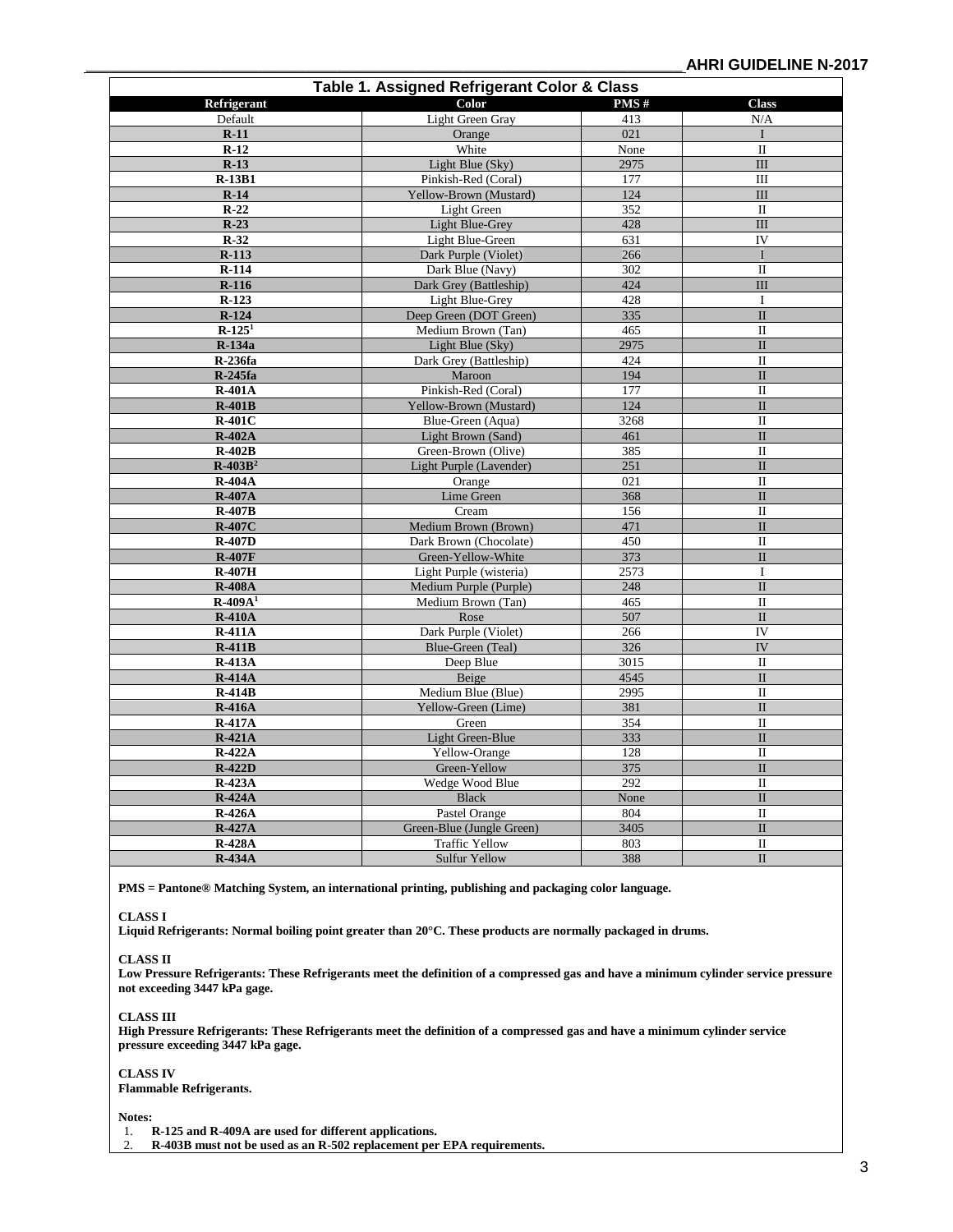**Table 1. Assigned Refrigerant Color & Class**

| Refrigerant | Color | PMS # | Class |
|---|---|---|---|
| Default | Light Green Gray | 413 | N/A |
| **R-11** | Orange | 021 | I |
| **R-12** | White | None | II |
| **R-13** | Light Blue (Sky) | 2975 | III |
| **R-13B1** | Pinkish-Red (Coral) | 177 | III |
| **R-14** | Yellow-Brown (Mustard) | 124 | III |
| **R-22** | Light Green | 352 | II |
| **R-23** | Light Blue-Grey | 428 | III |
| **R-32** | Light Blue-Green | 631 | IV |
| **R-113** | Dark Purple (Violet) | 266 | I |
| **R-114** | Dark Blue (Navy) | 302 | II |
| **R-116** | Dark Grey (Battleship) | 424 | III |
| **R-123** | Light Blue-Grey | 428 | I |
| **R-124** | Deep Green (DOT Green) | 335 | II |
| **R-125**[1] | Medium Brown (Tan) | 465 | II |
| **R-134a** | Light Blue (Sky) | 2975 | II |
| **R-236fa** | Dark Grey (Battleship) | 424 | II |
| **R-245fa** | Maroon | 194 | II |
| **R-401A** | Pinkish-Red (Coral) | 177 | II |
| **R-401B** | Yellow-Brown (Mustard) | 124 | II |
| **R-401C** | Blue-Green (Aqua) | 3268 | II |
| **R-402A** | Light Brown (Sand) | 461 | II |
| **R-402B** | Green-Brown (Olive) | 385 | II |
| **R-403B**[2] | Light Purple (Lavender) | 251 | II |
| **R-404A** | Orange | 021 | II |
| **R-407A** | Lime Green | 368 | II |
| **R-407B** | Cream | 156 | II |
| **R-407C** | Medium Brown (Brown) | 471 | II |
| **R-407D** | Dark Brown (Chocolate) | 450 | II |
| **R-407F** | Green-Yellow-White | 373 | II |
| **R-407H** | Light Purple (wisteria) | 2573 | I |
| **R-408A** | Medium Purple (Purple) | 248 | II |
| **R-409A**[1] | Medium Brown (Tan) | 465 | II |
| **R-410A** | Rose | 507 | II |
| **R-411A** | Dark Purple (Violet) | 266 | IV |
| **R-411B** | Blue-Green (Teal) | 326 | IV |
| **R-413A** | Deep Blue | 3015 | II |
| **R-414A** | Beige | 4545 | II |
| **R-414B** | Medium Blue (Blue) | 2995 | II |
| **R-416A** | Yellow-Green (Lime) | 381 | II |
| **R-417A** | Green | 354 | II |
| **R-421A** | Light Green-Blue | 333 | II |
| **R-422A** | Yellow-Orange | 128 | II |
| **R-422D** | Green-Yellow | 375 | II |
| **R-423A** | Wedge Wood Blue | 292 | II |
| **R-424A** | Black | None | II |
| **R-426A** | Pastel Orange | 804 | II |
| **R-427A** | Green-Blue (Jungle Green) | 3405 | II |
| **R-428A** | Traffic Yellow | 803 | II |
| **R-434A** | Sulfur Yellow | 388 | II |

**PMS = Pantone® Matching System, an international printing, publishing and packaging color language.**

**CLASS I**
**Liquid Refrigerants: Normal boiling point greater than 20°C. These products are normally packaged in drums.**

**CLASS II**
**Low Pressure Refrigerants: These Refrigerants meet the definition of a compressed gas and have a minimum cylinder service pressure not exceeding 3447 kPa gage.**

**CLASS III**
**High Pressure Refrigerants: These Refrigerants meet the definition of a compressed gas and have a minimum cylinder service pressure exceeding 3447 kPa gage.**

**CLASS IV**
**Flammable Refrigerants.**

**Notes:**

1. **R-125 and R-409A are used for different applications.**
2. **R-403B must not be used as an R-502 replacement per EPA requirements.**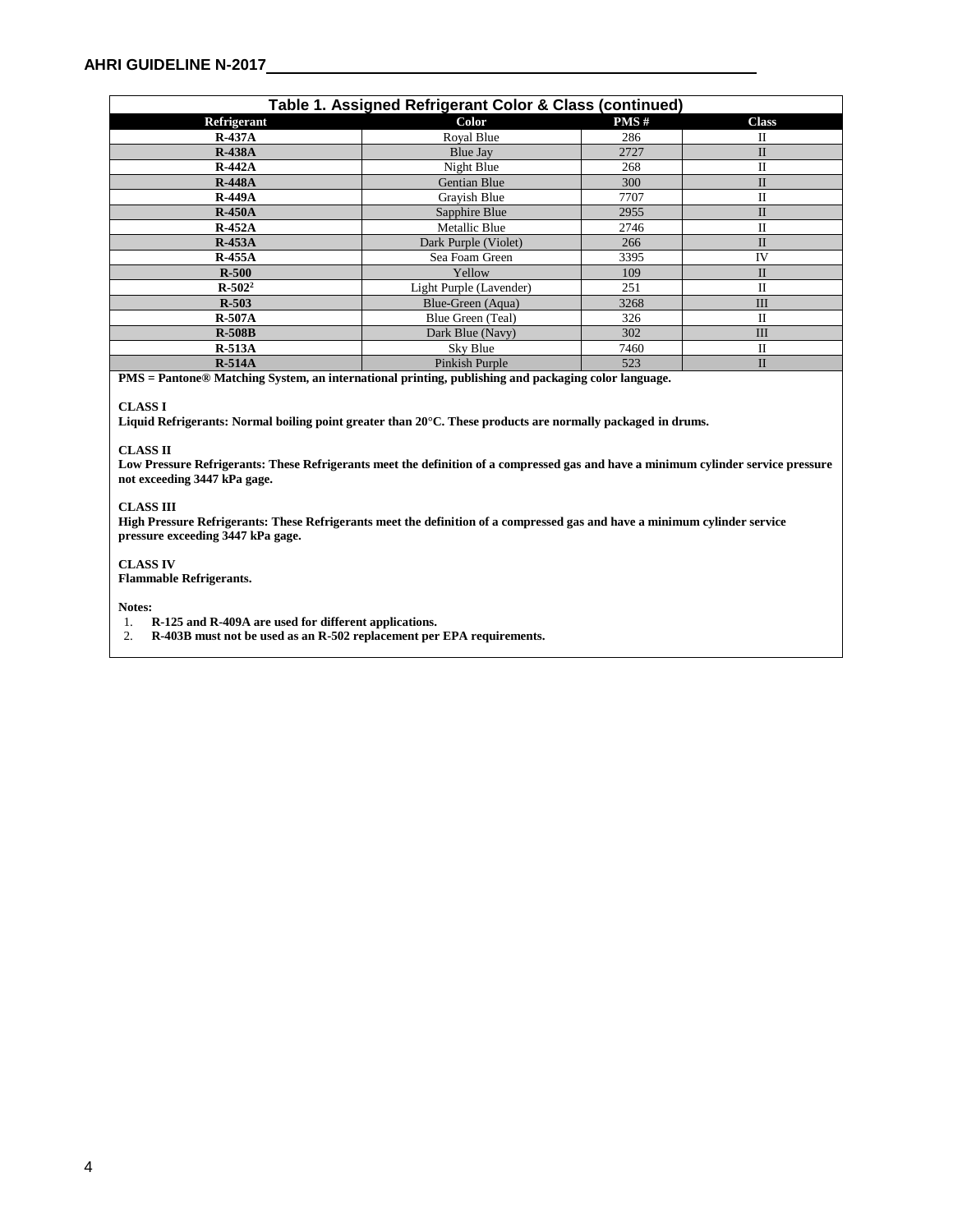**Table 1. Assigned Refrigerant Color & Class (continued)**

| Refrigerant | Color | PMS # | Class |
|---|---|---|---|
| **R-437A** | Royal Blue | 286 | II |
| **R-438A** | Blue Jay | 2727 | II |
| **R-442A** | Night Blue | 268 | II |
| **R-448A** | Gentian Blue | 300 | II |
| **R-449A** | Grayish Blue | 7707 | II |
| **R-450A** | Sapphire Blue | 2955 | II |
| **R-452A** | Metallic Blue | 2746 | II |
| **R-453A** | Dark Purple (Violet) | 266 | II |
| **R-455A** | Sea Foam Green | 3395 | IV |
| **R-500** | Yellow | 109 | II |
| **R-502**[2] | Light Purple (Lavender) | 251 | II |
| **R-503** | Blue-Green (Aqua) | 3268 | III |
| **R-507A** | Blue Green (Teal) | 326 | II |
| **R-508B** | Dark Blue (Navy) | 302 | III |
| **R-513A** | Sky Blue | 7460 | II |
| **R-514A** | Pinkish Purple | 523 | II |

**PMS = Pantone® Matching System, an international printing, publishing and packaging color language.**

**CLASS I**
**Liquid Refrigerants: Normal boiling point greater than 20°C. These products are normally packaged in drums.**

**CLASS II**
**Low Pressure Refrigerants: These Refrigerants meet the definition of a compressed gas and have a minimum cylinder service pressure not exceeding 3447 kPa gage.**

**CLASS III**
**High Pressure Refrigerants: These Refrigerants meet the definition of a compressed gas and have a minimum cylinder service pressure exceeding 3447 kPa gage.**

**CLASS IV**
**Flammable Refrigerants.**

**Notes:**

1. **R-125 and R-409A are used for different applications.**
2. **R-403B must not be used as an R-502 replacement per EPA requirements.**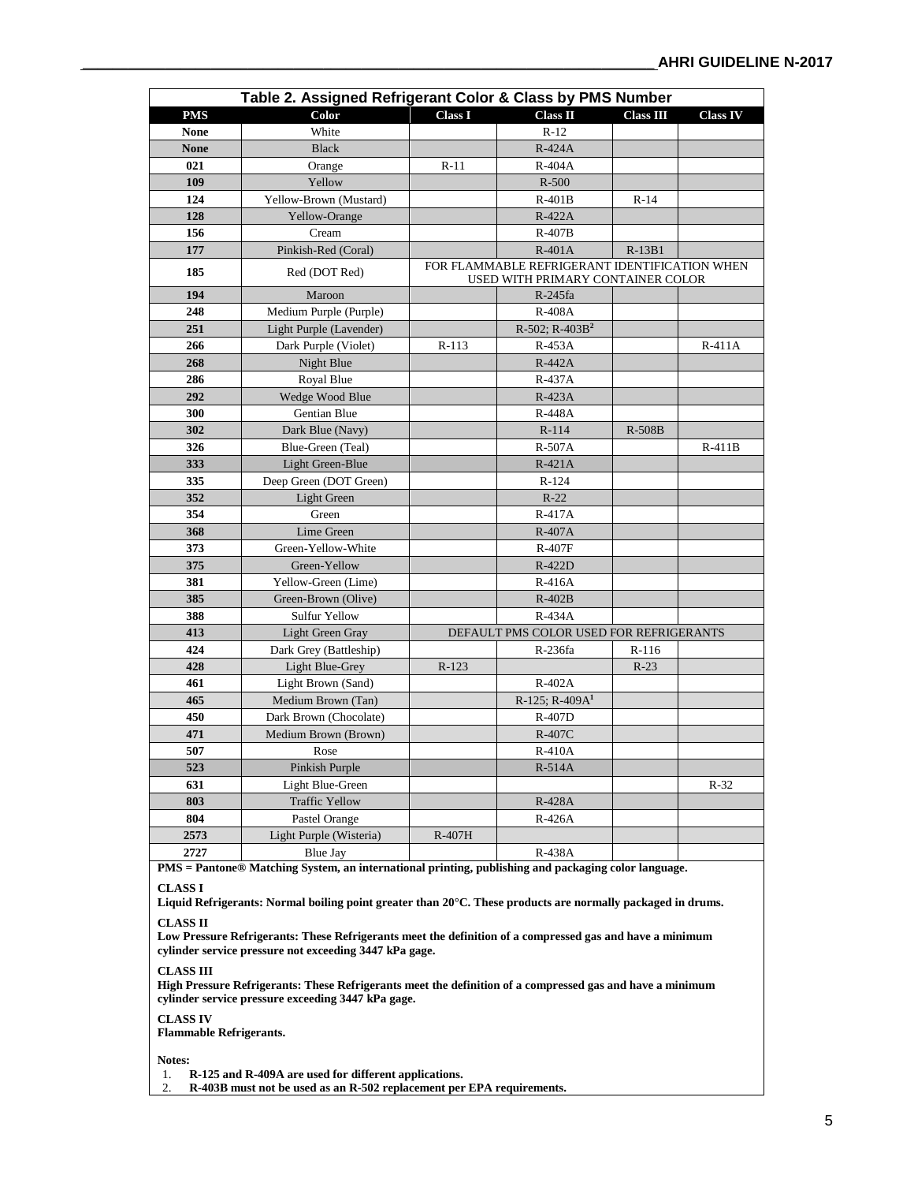**Table 2. Assigned Refrigerant Color & Class by PMS Number**

| PMS | Color | Class I | Class II | Class III | Class IV |
|---|---|---|---|---|---|
| None | White | | R-12 | | |
| None | Black | | R-424A | | |
| 021 | Orange | R-11 | R-404A | | |
| 109 | Yellow | | R-500 | | |
| 124 | Yellow-Brown (Mustard) | | R-401B | R-14 | |
| 128 | Yellow-Orange | | R-422A | | |
| 156 | Cream | | R-407B | | |
| 177 | Pinkish-Red (Coral) | | R-401A | R-13B1 | |
| 185 | Red (DOT Red) | FOR FLAMMABLE REFRIGERANT IDENTIFICATION WHEN USED WITH PRIMARY CONTAINER COLOR | | | |
| 194 | Maroon | | R-245fa | | |
| 248 | Medium Purple (Purple) | | R-408A | | |
| 251 | Light Purple (Lavender) | | R-502; R-403B[2] | | |
| 266 | Dark Purple (Violet) | R-113 | R-453A | | R-411A |
| 268 | Night Blue | | R-442A | | |
| 286 | Royal Blue | | R-437A | | |
| 292 | Wedge Wood Blue | | R-423A | | |
| 300 | Gentian Blue | | R-448A | | |
| 302 | Dark Blue (Navy) | | R-114 | R-508B | |
| 326 | Blue-Green (Teal) | | R-507A | | R-411B |
| 333 | Light Green-Blue | | R-421A | | |
| 335 | Deep Green (DOT Green) | | R-124 | | |
| 352 | Light Green | | R-22 | | |
| 354 | Green | | R-417A | | |
| 368 | Lime Green | | R-407A | | |
| 373 | Green-Yellow-White | | R-407F | | |
| 375 | Green-Yellow | | R-422D | | |
| 381 | Yellow-Green (Lime) | | R-416A | | |
| 385 | Green-Brown (Olive) | | R-402B | | |
| 388 | Sulfur Yellow | | R-434A | | |
| 413 | Light Green Gray | DEFAULT PMS COLOR USED FOR REFRIGERANTS | | | |
| 424 | Dark Grey (Battleship) | | R-236fa | R-116 | |
| 428 | Light Blue-Grey | R-123 | | R-23 | |
| 461 | Light Brown (Sand) | | R-402A | | |
| 465 | Medium Brown (Tan) | | R-125; R-409A[1] | | |
| 450 | Dark Brown (Chocolate) | | R-407D | | |
| 471 | Medium Brown (Brown) | | R-407C | | |
| 507 | Rose | | R-410A | | |
| 523 | Pinkish Purple | | R-514A | | |
| 631 | Light Blue-Green | | | | R-32 |
| 803 | Traffic Yellow | | R-428A | | |
| 804 | Pastel Orange | | R-426A | | |
| 2573 | Light Purple (Wisteria) | R-407H | | | |
| 2727 | Blue Jay | | R-438A | | |

**PMS = Pantone® Matching System, an international printing, publishing and packaging color language.**

**CLASS I**
**Liquid Refrigerants: Normal boiling point greater than 20°C. These products are normally packaged in drums.**

**CLASS II**
**Low Pressure Refrigerants: These Refrigerants meet the definition of a compressed gas and have a minimum cylinder service pressure not exceeding 3447 kPa gage.**

**CLASS III**
**High Pressure Refrigerants: These Refrigerants meet the definition of a compressed gas and have a minimum cylinder service pressure exceeding 3447 kPa gage.**

**CLASS IV**
**Flammable Refrigerants.**

**Notes:**

1. **R-125 and R-409A are used for different applications.**
2. **R-403B must not be used as an R-502 replacement per EPA requirements.**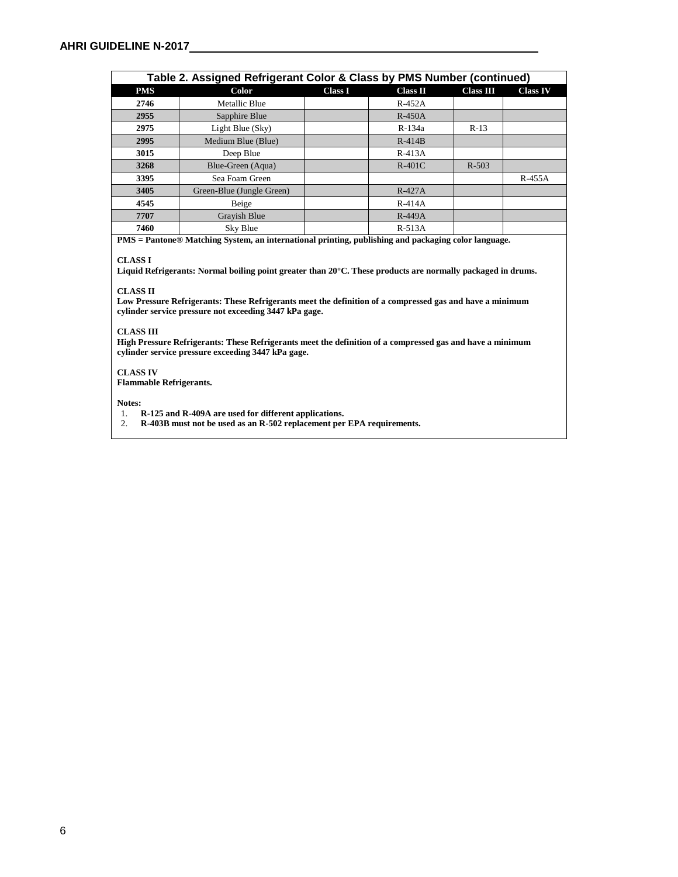**Table 2. Assigned Refrigerant Color & Class by PMS Number (continued)**

| PMS | Color | Class I | Class II | Class III | Class IV |
|---|---|---|---|---|---|
| 2746 | Metallic Blue | | R-452A | | |
| 2955 | Sapphire Blue | | R-450A | | |
| 2975 | Light Blue (Sky) | | R-134a | R-13 | |
| 2995 | Medium Blue (Blue) | | R-414B | | |
| 3015 | Deep Blue | | R-413A | | |
| 3268 | Blue-Green (Aqua) | | R-401C | R-503 | |
| 3395 | Sea Foam Green | | | | R-455A |
| 3405 | Green-Blue (Jungle Green) | | R-427A | | |
| 4545 | Beige | | R-414A | | |
| 7707 | Grayish Blue | | R-449A | | |
| 7460 | Sky Blue | | R-513A | | |

**PMS = Pantone® Matching System, an international printing, publishing and packaging color language.**

**CLASS I**
**Liquid Refrigerants: Normal boiling point greater than 20°C. These products are normally packaged in drums.**

**CLASS II**
**Low Pressure Refrigerants: These Refrigerants meet the definition of a compressed gas and have a minimum cylinder service pressure not exceeding 3447 kPa gage.**

**CLASS III**
**High Pressure Refrigerants: These Refrigerants meet the definition of a compressed gas and have a minimum cylinder service pressure exceeding 3447 kPa gage.**

**CLASS IV**
**Flammable Refrigerants.**

**Notes:**

1. **R-125 and R-409A are used for different applications.**
2. **R-403B must not be used as an R-502 replacement per EPA requirements.**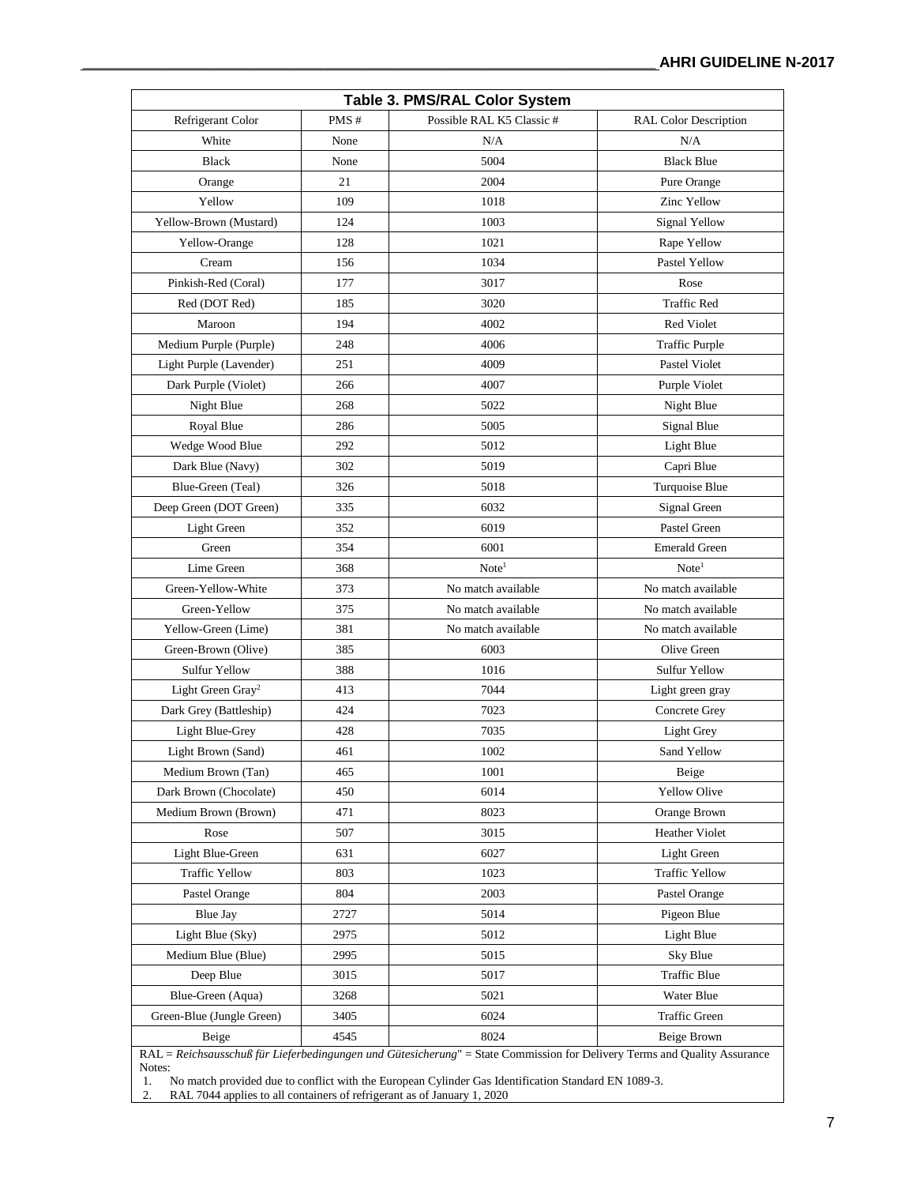| Table 3. PMS/RAL Color System | | | |
|---|---|---|---|
| Refrigerant Color | PMS # | Possible RAL K5 Classic # | RAL Color Description |
| White | None | N/A | N/A |
| Black | None | 5004 | Black Blue |
| Orange | 21 | 2004 | Pure Orange |
| Yellow | 109 | 1018 | Zinc Yellow |
| Yellow-Brown (Mustard) | 124 | 1003 | Signal Yellow |
| Yellow-Orange | 128 | 1021 | Rape Yellow |
| Cream | 156 | 1034 | Pastel Yellow |
| Pinkish-Red (Coral) | 177 | 3017 | Rose |
| Red (DOT Red) | 185 | 3020 | Traffic Red |
| Maroon | 194 | 4002 | Red Violet |
| Medium Purple (Purple) | 248 | 4006 | Traffic Purple |
| Light Purple (Lavender) | 251 | 4009 | Pastel Violet |
| Dark Purple (Violet) | 266 | 4007 | Purple Violet |
| Night Blue | 268 | 5022 | Night Blue |
| Royal Blue | 286 | 5005 | Signal Blue |
| Wedge Wood Blue | 292 | 5012 | Light Blue |
| Dark Blue (Navy) | 302 | 5019 | Capri Blue |
| Blue-Green (Teal) | 326 | 5018 | Turquoise Blue |
| Deep Green (DOT Green) | 335 | 6032 | Signal Green |
| Light Green | 352 | 6019 | Pastel Green |
| Green | 354 | 6001 | Emerald Green |
| Lime Green | 368 | Note[1] | Note[1] |
| Green-Yellow-White | 373 | No match available | No match available |
| Green-Yellow | 375 | No match available | No match available |
| Yellow-Green (Lime) | 381 | No match available | No match available |
| Green-Brown (Olive) | 385 | 6003 | Olive Green |
| Sulfur Yellow | 388 | 1016 | Sulfur Yellow |
| Light Green Gray[2] | 413 | 7044 | Light green gray |
| Dark Grey (Battleship) | 424 | 7023 | Concrete Grey |
| Light Blue-Grey | 428 | 7035 | Light Grey |
| Light Brown (Sand) | 461 | 1002 | Sand Yellow |
| Medium Brown (Tan) | 465 | 1001 | Beige |
| Dark Brown (Chocolate) | 450 | 6014 | Yellow Olive |
| Medium Brown (Brown) | 471 | 8023 | Orange Brown |
| Rose | 507 | 3015 | Heather Violet |
| Light Blue-Green | 631 | 6027 | Light Green |
| Traffic Yellow | 803 | 1023 | Traffic Yellow |
| Pastel Orange | 804 | 2003 | Pastel Orange |
| Blue Jay | 2727 | 5014 | Pigeon Blue |
| Light Blue (Sky) | 2975 | 5012 | Light Blue |
| Medium Blue (Blue) | 2995 | 5015 | Sky Blue |
| Deep Blue | 3015 | 5017 | Traffic Blue |
| Blue-Green (Aqua) | 3268 | 5021 | Water Blue |
| Green-Blue (Jungle Green) | 3405 | 6024 | Traffic Green |
| Beige | 4545 | 8024 | Beige Brown |

RAL = *Reichsausschuß für Lieferbedingungen und Gütesicherung*" = State Commission for Delivery Terms and Quality Assurance

Notes:

1. No match provided due to conflict with the European Cylinder Gas Identification Standard EN 1089-3.
2. RAL 7044 applies to all containers of refrigerant as of January 1, 2020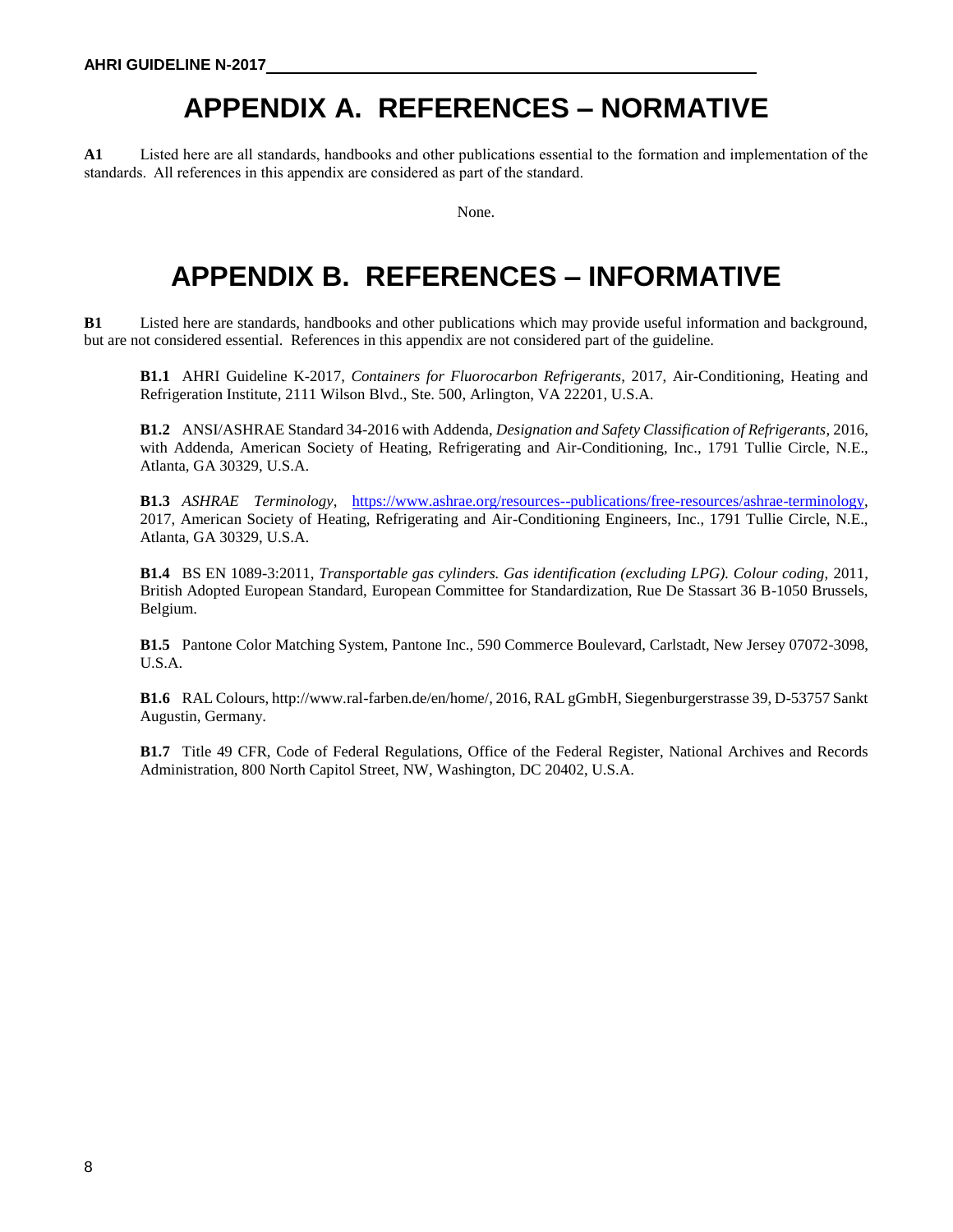# APPENDIX A. REFERENCES – NORMATIVE

**A1** Listed here are all standards, handbooks and other publications essential to the formation and implementation of the standards. All references in this appendix are considered as part of the standard.

None.

# APPENDIX B. REFERENCES – INFORMATIVE

**B1** Listed here are standards, handbooks and other publications which may provide useful information and background, but are not considered essential. References in this appendix are not considered part of the guideline.

**B1.1** AHRI Guideline K-2017, *Containers for Fluorocarbon Refrigerants*, 2017, Air-Conditioning, Heating and Refrigeration Institute, 2111 Wilson Blvd., Ste. 500, Arlington, VA 22201, U.S.A.

**B1.2** ANSI/ASHRAE Standard 34-2016 with Addenda, *Designation and Safety Classification of Refrigerants*, 2016, with Addenda, American Society of Heating, Refrigerating and Air-Conditioning, Inc., 1791 Tullie Circle, N.E., Atlanta, GA 30329, U.S.A.

**B1.3** *ASHRAE Terminology*, https://www.ashrae.org/resources--publications/free-resources/ashrae-terminology, 2017, American Society of Heating, Refrigerating and Air-Conditioning Engineers, Inc., 1791 Tullie Circle, N.E., Atlanta, GA 30329, U.S.A.

**B1.4** BS EN 1089-3:2011, *Transportable gas cylinders. Gas identification (excluding LPG). Colour coding,* 2011, British Adopted European Standard, European Committee for Standardization, Rue De Stassart 36 B-1050 Brussels, Belgium.

**B1.5** Pantone Color Matching System, Pantone Inc., 590 Commerce Boulevard, Carlstadt, New Jersey 07072-3098, U.S.A.

**B1.6** RAL Colours, http://www.ral-farben.de/en/home/, 2016, RAL gGmbH, Siegenburgerstrasse 39, D-53757 Sankt Augustin, Germany.

**B1.7** Title 49 CFR, Code of Federal Regulations, Office of the Federal Register, National Archives and Records Administration, 800 North Capitol Street, NW, Washington, DC 20402, U.S.A.